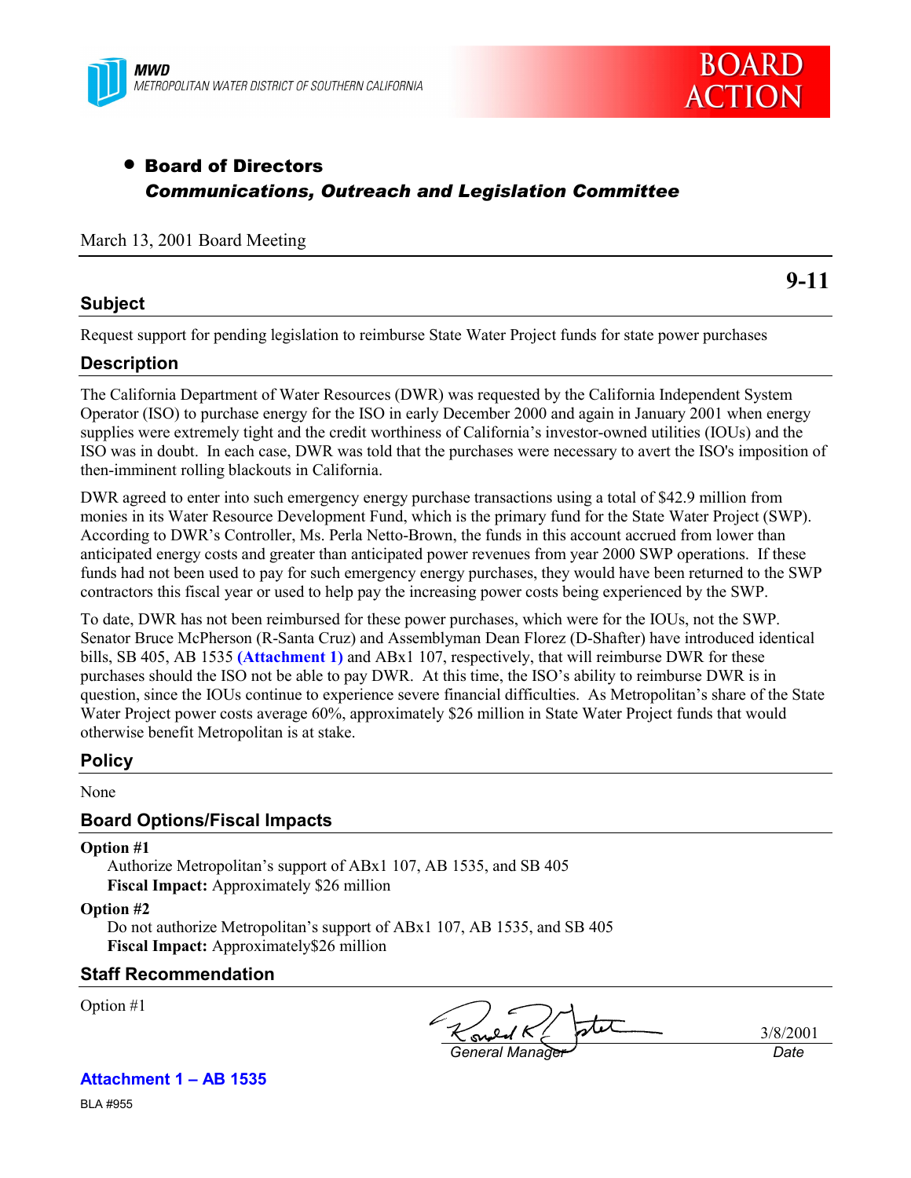MWD
METROPOLITAN WATER DISTRICT OF SOUTHERN CALIFORNIA

**BOARD ACTION**

- **Board of Directors**
  ***Communications, Outreach and Legislation Committee***

March 13, 2001 Board Meeting

**9-11**

## Subject

Request support for pending legislation to reimburse State Water Project funds for state power purchases

## Description

The California Department of Water Resources (DWR) was requested by the California Independent System Operator (ISO) to purchase energy for the ISO in early December 2000 and again in January 2001 when energy supplies were extremely tight and the credit worthiness of California's investor-owned utilities (IOUs) and the ISO was in doubt. In each case, DWR was told that the purchases were necessary to avert the ISO's imposition of then-imminent rolling blackouts in California.

DWR agreed to enter into such emergency energy purchase transactions using a total of $42.9 million from monies in its Water Resource Development Fund, which is the primary fund for the State Water Project (SWP). According to DWR's Controller, Ms. Perla Netto-Brown, the funds in this account accrued from lower than anticipated energy costs and greater than anticipated power revenues from year 2000 SWP operations. If these funds had not been used to pay for such emergency energy purchases, they would have been returned to the SWP contractors this fiscal year or used to help pay the increasing power costs being experienced by the SWP.

To date, DWR has not been reimbursed for these power purchases, which were for the IOUs, not the SWP. Senator Bruce McPherson (R-Santa Cruz) and Assemblyman Dean Florez (D-Shafter) have introduced identical bills, SB 405, AB 1535 **(Attachment 1)** and ABx1 107, respectively, that will reimburse DWR for these purchases should the ISO not be able to pay DWR. At this time, the ISO's ability to reimburse DWR is in question, since the IOUs continue to experience severe financial difficulties. As Metropolitan's share of the State Water Project power costs average 60%, approximately $26 million in State Water Project funds that would otherwise benefit Metropolitan is at stake.

## Policy

None

## Board Options/Fiscal Impacts

**Option #1**
Authorize Metropolitan's support of ABx1 107, AB 1535, and SB 405
**Fiscal Impact:** Approximately $26 million

**Option #2**
Do not authorize Metropolitan's support of ABx1 107, AB 1535, and SB 405
**Fiscal Impact:** Approximately$26 million

## Staff Recommendation

Option #1

Ronald R. Gastelum
*General Manager* — 3/8/2001 *Date*

**Attachment 1 – AB 1535**

BLA #955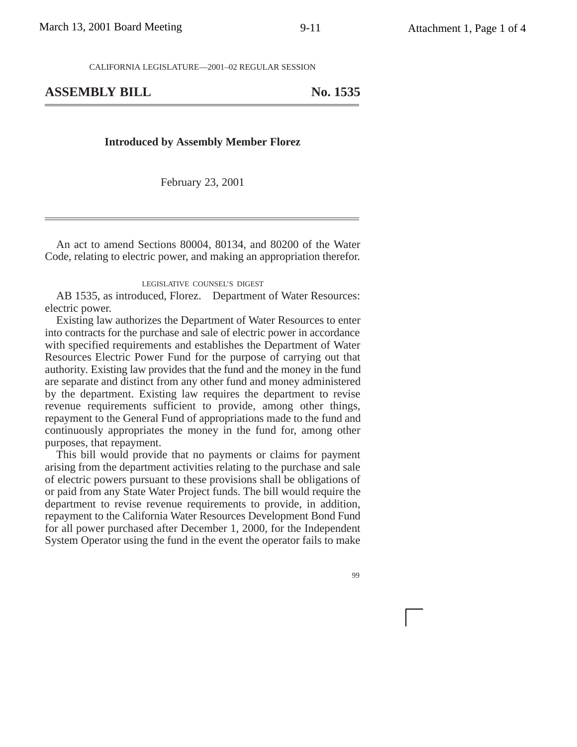CALIFORNIA LEGISLATURE—2001–02 REGULAR SESSION

# ASSEMBLY BILL No. 1535

**Introduced by Assembly Member Florez**

February 23, 2001

An act to amend Sections 80004, 80134, and 80200 of the Water Code, relating to electric power, and making an appropriation therefor.

LEGISLATIVE COUNSEL'S DIGEST

AB 1535, as introduced, Florez. Department of Water Resources: electric power.

Existing law authorizes the Department of Water Resources to enter into contracts for the purchase and sale of electric power in accordance with specified requirements and establishes the Department of Water Resources Electric Power Fund for the purpose of carrying out that authority. Existing law provides that the fund and the money in the fund are separate and distinct from any other fund and money administered by the department. Existing law requires the department to revise revenue requirements sufficient to provide, among other things, repayment to the General Fund of appropriations made to the fund and continuously appropriates the money in the fund for, among other purposes, that repayment.

This bill would provide that no payments or claims for payment arising from the department activities relating to the purchase and sale of electric powers pursuant to these provisions shall be obligations of or paid from any State Water Project funds. The bill would require the department to revise revenue requirements to provide, in addition, repayment to the California Water Resources Development Bond Fund for all power purchased after December 1, 2000, for the Independent System Operator using the fund in the event the operator fails to make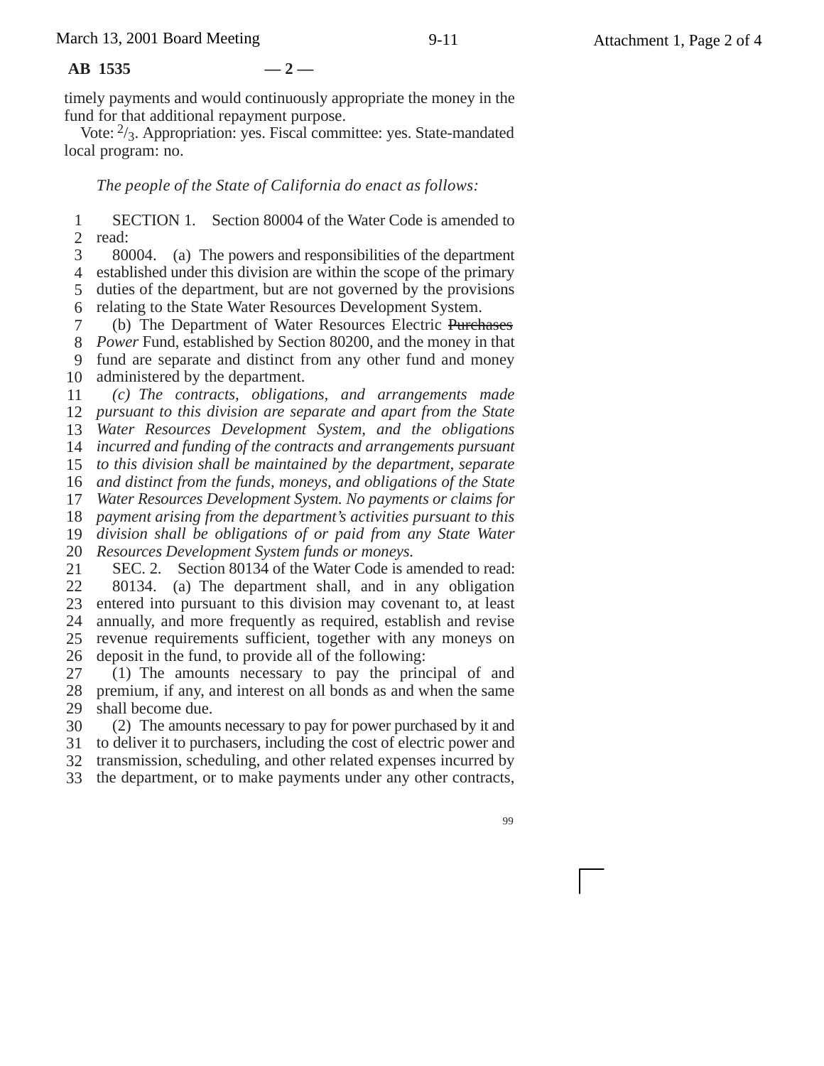timely payments and would continuously appropriate the money in the fund for that additional repayment purpose.

Vote: $^{2}/_{3}$. Appropriation: yes. Fiscal committee: yes. State-mandated local program: no.

*The people of the State of California do enact as follows:*

SECTION 1. Section 80004 of the Water Code is amended to read:

80004. (a) The powers and responsibilities of the department established under this division are within the scope of the primary duties of the department, but are not governed by the provisions relating to the State Water Resources Development System.

(b) The Department of Water Resources Electric ~~Purchases~~ *Power* Fund, established by Section 80200, and the money in that fund are separate and distinct from any other fund and money administered by the department.

*(c) The contracts, obligations, and arrangements made pursuant to this division are separate and apart from the State Water Resources Development System, and the obligations incurred and funding of the contracts and arrangements pursuant to this division shall be maintained by the department, separate and distinct from the funds, moneys, and obligations of the State Water Resources Development System. No payments or claims for payment arising from the department's activities pursuant to this division shall be obligations of or paid from any State Water Resources Development System funds or moneys.*

SEC. 2. Section 80134 of the Water Code is amended to read:

80134. (a) The department shall, and in any obligation entered into pursuant to this division may covenant to, at least annually, and more frequently as required, establish and revise revenue requirements sufficient, together with any moneys on deposit in the fund, to provide all of the following:

(1) The amounts necessary to pay the principal of and premium, if any, and interest on all bonds as and when the same shall become due.

(2) The amounts necessary to pay for power purchased by it and to deliver it to purchasers, including the cost of electric power and transmission, scheduling, and other related expenses incurred by the department, or to make payments under any other contracts,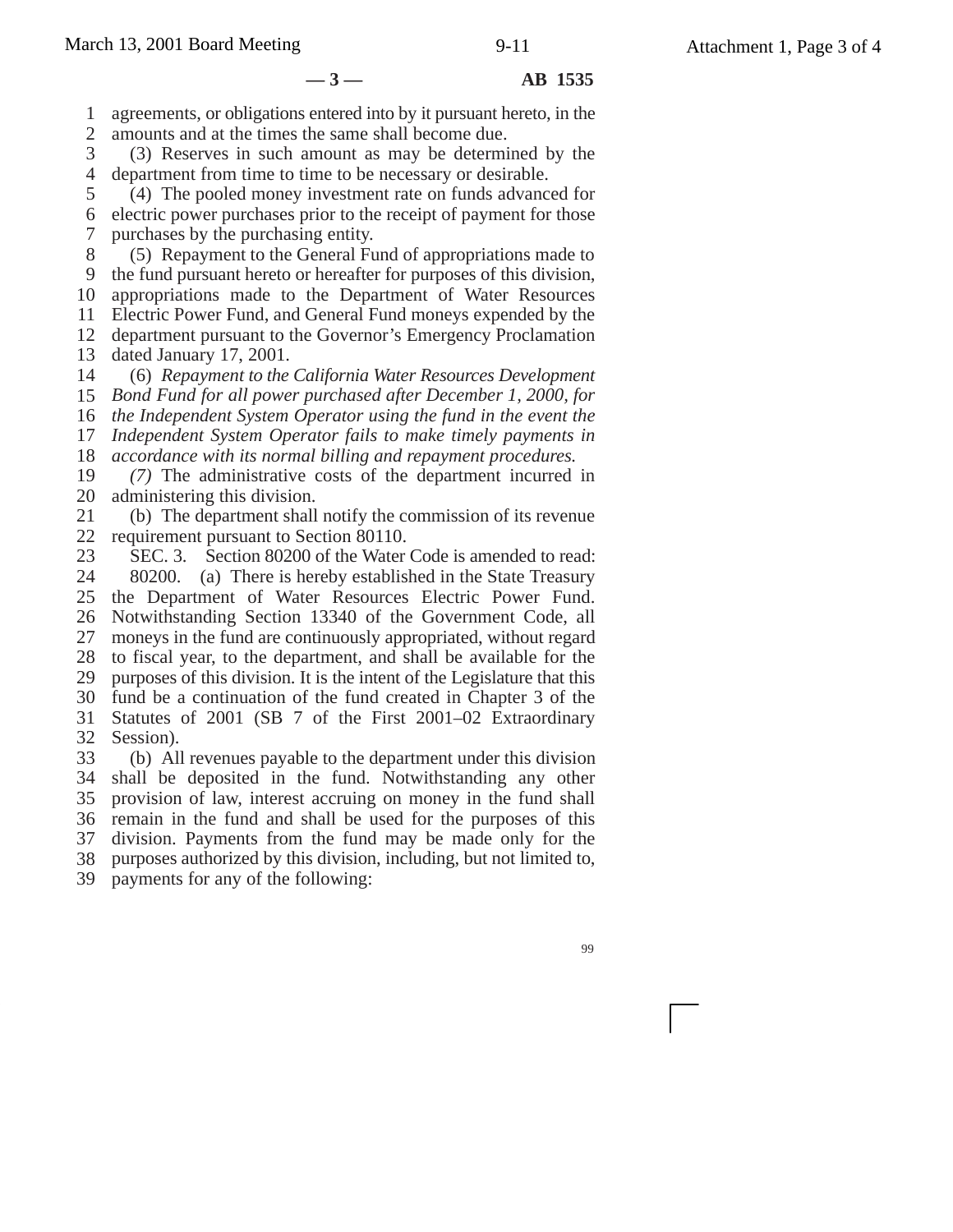agreements, or obligations entered into by it pursuant hereto, in the amounts and at the times the same shall become due.

(3) Reserves in such amount as may be determined by the department from time to time to be necessary or desirable.

(4) The pooled money investment rate on funds advanced for electric power purchases prior to the receipt of payment for those purchases by the purchasing entity.

(5) Repayment to the General Fund of appropriations made to the fund pursuant hereto or hereafter for purposes of this division, appropriations made to the Department of Water Resources Electric Power Fund, and General Fund moneys expended by the department pursuant to the Governor's Emergency Proclamation dated January 17, 2001.

(6) *Repayment to the California Water Resources Development Bond Fund for all power purchased after December 1, 2000, for the Independent System Operator using the fund in the event the Independent System Operator fails to make timely payments in accordance with its normal billing and repayment procedures.*

*(7)* The administrative costs of the department incurred in administering this division.

(b) The department shall notify the commission of its revenue requirement pursuant to Section 80110.

SEC. 3. Section 80200 of the Water Code is amended to read:

80200. (a) There is hereby established in the State Treasury the Department of Water Resources Electric Power Fund. Notwithstanding Section 13340 of the Government Code, all moneys in the fund are continuously appropriated, without regard to fiscal year, to the department, and shall be available for the purposes of this division. It is the intent of the Legislature that this fund be a continuation of the fund created in Chapter 3 of the Statutes of 2001 (SB 7 of the First 2001–02 Extraordinary Session).

(b) All revenues payable to the department under this division shall be deposited in the fund. Notwithstanding any other provision of law, interest accruing on money in the fund shall remain in the fund and shall be used for the purposes of this division. Payments from the fund may be made only for the purposes authorized by this division, including, but not limited to, payments for any of the following: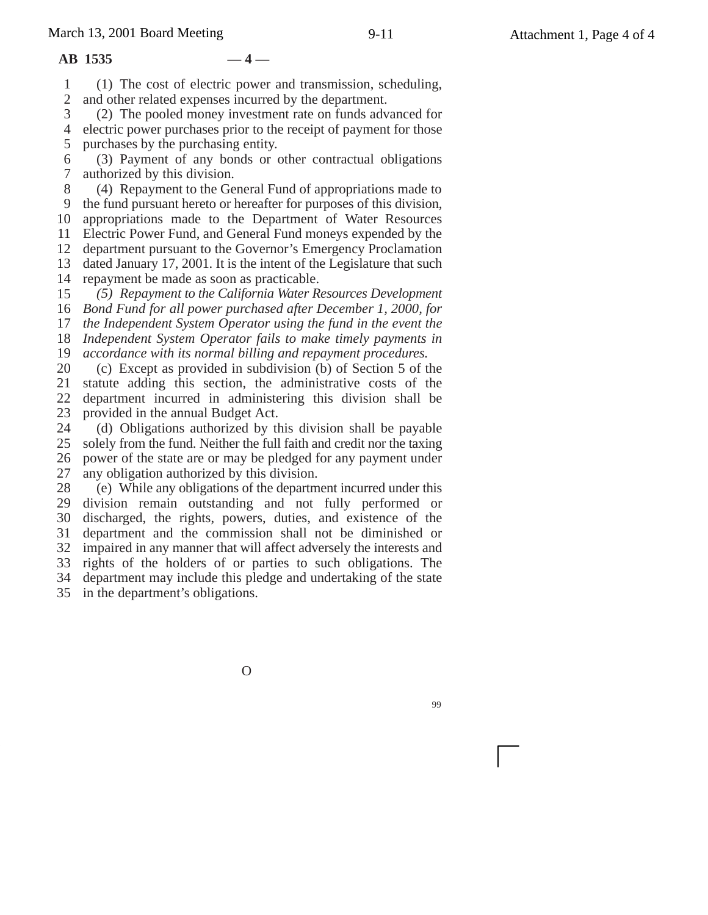(1) The cost of electric power and transmission, scheduling, and other related expenses incurred by the department.

(2) The pooled money investment rate on funds advanced for electric power purchases prior to the receipt of payment for those purchases by the purchasing entity.

(3) Payment of any bonds or other contractual obligations authorized by this division.

(4) Repayment to the General Fund of appropriations made to the fund pursuant hereto or hereafter for purposes of this division, appropriations made to the Department of Water Resources Electric Power Fund, and General Fund moneys expended by the department pursuant to the Governor's Emergency Proclamation dated January 17, 2001. It is the intent of the Legislature that such repayment be made as soon as practicable.

*(5) Repayment to the California Water Resources Development Bond Fund for all power purchased after December 1, 2000, for the Independent System Operator using the fund in the event the Independent System Operator fails to make timely payments in accordance with its normal billing and repayment procedures.*

(c) Except as provided in subdivision (b) of Section 5 of the statute adding this section, the administrative costs of the department incurred in administering this division shall be provided in the annual Budget Act.

(d) Obligations authorized by this division shall be payable solely from the fund. Neither the full faith and credit nor the taxing power of the state are or may be pledged for any payment under any obligation authorized by this division.

(e) While any obligations of the department incurred under this division remain outstanding and not fully performed or discharged, the rights, powers, duties, and existence of the department and the commission shall not be diminished or impaired in any manner that will affect adversely the interests and rights of the holders of or parties to such obligations. The department may include this pledge and undertaking of the state in the department's obligations.

O